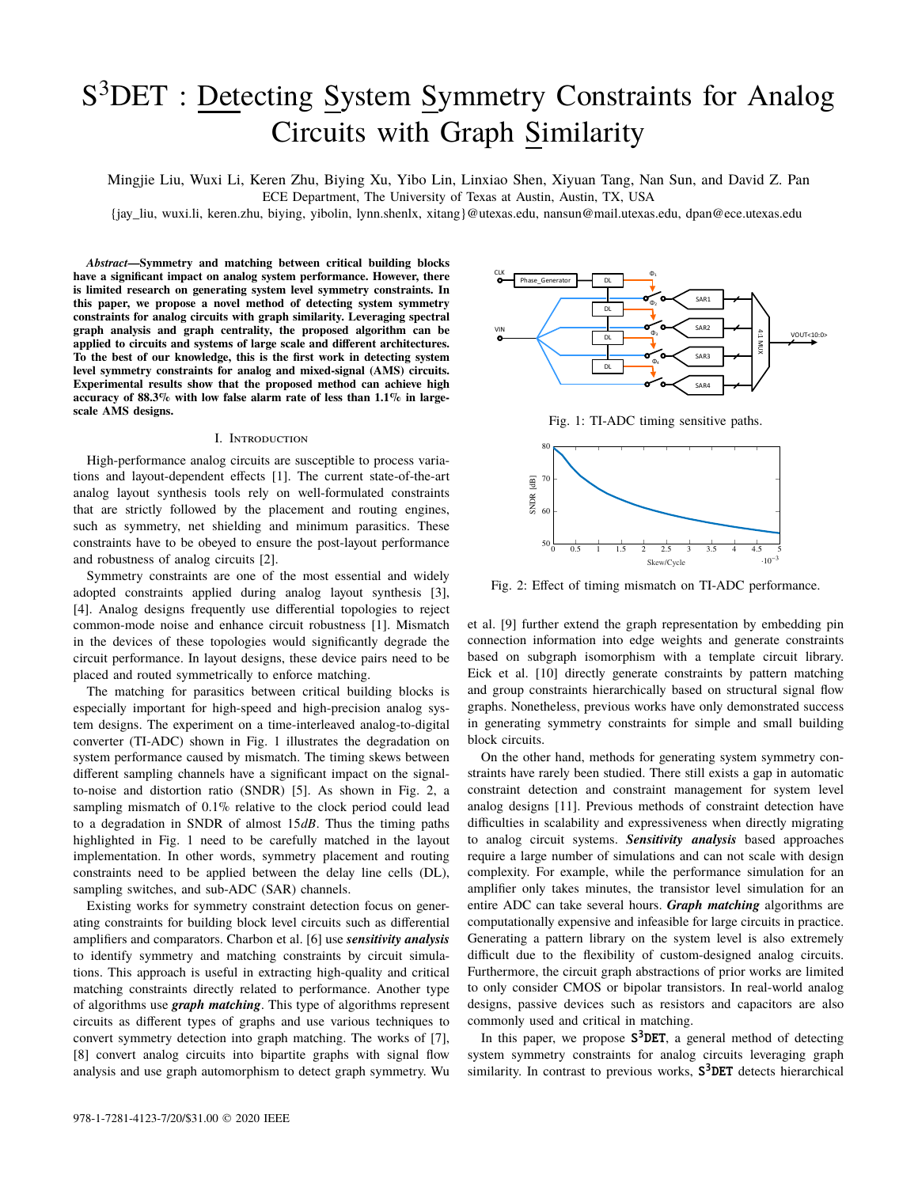# S$^3$DET : Detecting System Symmetry Constraints for Analog Circuits with Graph Similarity

Mingjie Liu, Wuxi Li, Keren Zhu, Biying Xu, Yibo Lin, Linxiao Shen, Xiyuan Tang, Nan Sun, and David Z. Pan
ECE Department, The University of Texas at Austin, Austin, TX, USA
{jay_liu, wuxi.li, keren.zhu, biying, yibolin, lynn.shenlx, xitang}@utexas.edu, nansun@mail.utexas.edu, dpan@ece.utexas.edu

***Abstract*—Symmetry and matching between critical building blocks have a significant impact on analog system performance. However, there is limited research on generating system level symmetry constraints. In this paper, we propose a novel method of detecting system symmetry constraints for analog circuits with graph similarity. Leveraging spectral graph analysis and graph centrality, the proposed algorithm can be applied to circuits and systems of large scale and different architectures. To the best of our knowledge, this is the first work in detecting system level symmetry constraints for analog and mixed-signal (AMS) circuits. Experimental results show that the proposed method can achieve high accuracy of 88.3% with low false alarm rate of less than 1.1% in large-scale AMS designs.**

## I. Introduction

High-performance analog circuits are susceptible to process variations and layout-dependent effects [1]. The current state-of-the-art analog layout synthesis tools rely on well-formulated constraints that are strictly followed by the placement and routing engines, such as symmetry, net shielding and minimum parasitics. These constraints have to be obeyed to ensure the post-layout performance and robustness of analog circuits [2].

Symmetry constraints are one of the most essential and widely adopted constraints applied during analog layout synthesis [3], [4]. Analog designs frequently use differential topologies to reject common-mode noise and enhance circuit robustness [1]. Mismatch in the devices of these topologies would significantly degrade the circuit performance. In layout designs, these device pairs need to be placed and routed symmetrically to enforce matching.

The matching for parasitics between critical building blocks is especially important for high-speed and high-precision analog system designs. The experiment on a time-interleaved analog-to-digital converter (TI-ADC) shown in Fig. 1 illustrates the degradation on system performance caused by mismatch. The timing skews between different sampling channels have a significant impact on the signal-to-noise and distortion ratio (SNDR) [5]. As shown in Fig. 2, a sampling mismatch of 0.1% relative to the clock period could lead to a degradation in SNDR of almost 15$dB$. Thus the timing paths highlighted in Fig. 1 need to be carefully matched in the layout implementation. In other words, symmetry placement and routing constraints need to be applied between the delay line cells (DL), sampling switches, and sub-ADC (SAR) channels.

Existing works for symmetry constraint detection focus on generating constraints for building block level circuits such as differential amplifiers and comparators. Charbon et al. [6] use ***sensitivity analysis*** to identify symmetry and matching constraints by circuit simulations. This approach is useful in extracting high-quality and critical matching constraints directly related to performance. Another type of algorithms use ***graph matching***. This type of algorithms represent circuits as different types of graphs and use various techniques to convert symmetry detection into graph matching. The works of [7], [8] convert analog circuits into bipartite graphs with signal flow analysis and use graph automorphism to detect graph symmetry. Wu et al. [9] further extend the graph representation by embedding pin connection information into edge weights and generate constraints based on subgraph isomorphism with a template circuit library. Eick et al. [10] directly generate constraints by pattern matching and group constraints hierarchically based on structural signal flow graphs. Nonetheless, previous works have only demonstrated success in generating symmetry constraints for simple and small building block circuits.

Fig. 1: TI-ADC timing sensitive paths.

Fig. 2: Effect of timing mismatch on TI-ADC performance.

On the other hand, methods for generating system symmetry constraints have rarely been studied. There still exists a gap in automatic constraint detection and constraint management for system level analog designs [11]. Previous methods of constraint detection have difficulties in scalability and expressiveness when directly migrating to analog circuit systems. ***Sensitivity analysis*** based approaches require a large number of simulations and can not scale with design complexity. For example, while the performance simulation for an amplifier only takes minutes, the transistor level simulation for an entire ADC can take several hours. ***Graph matching*** algorithms are computationally expensive and infeasible for large circuits in practice. Generating a pattern library on the system level is also extremely difficult due to the flexibility of custom-designed analog circuits. Furthermore, the circuit graph abstractions of prior works are limited to only consider CMOS or bipolar transistors. In real-world analog designs, passive devices such as resistors and capacitors are also commonly used and critical in matching.

In this paper, we propose **S$^3$DET**, a general method of detecting system symmetry constraints for analog circuits leveraging graph similarity. In contrast to previous works, **S$^3$DET** detects hierarchical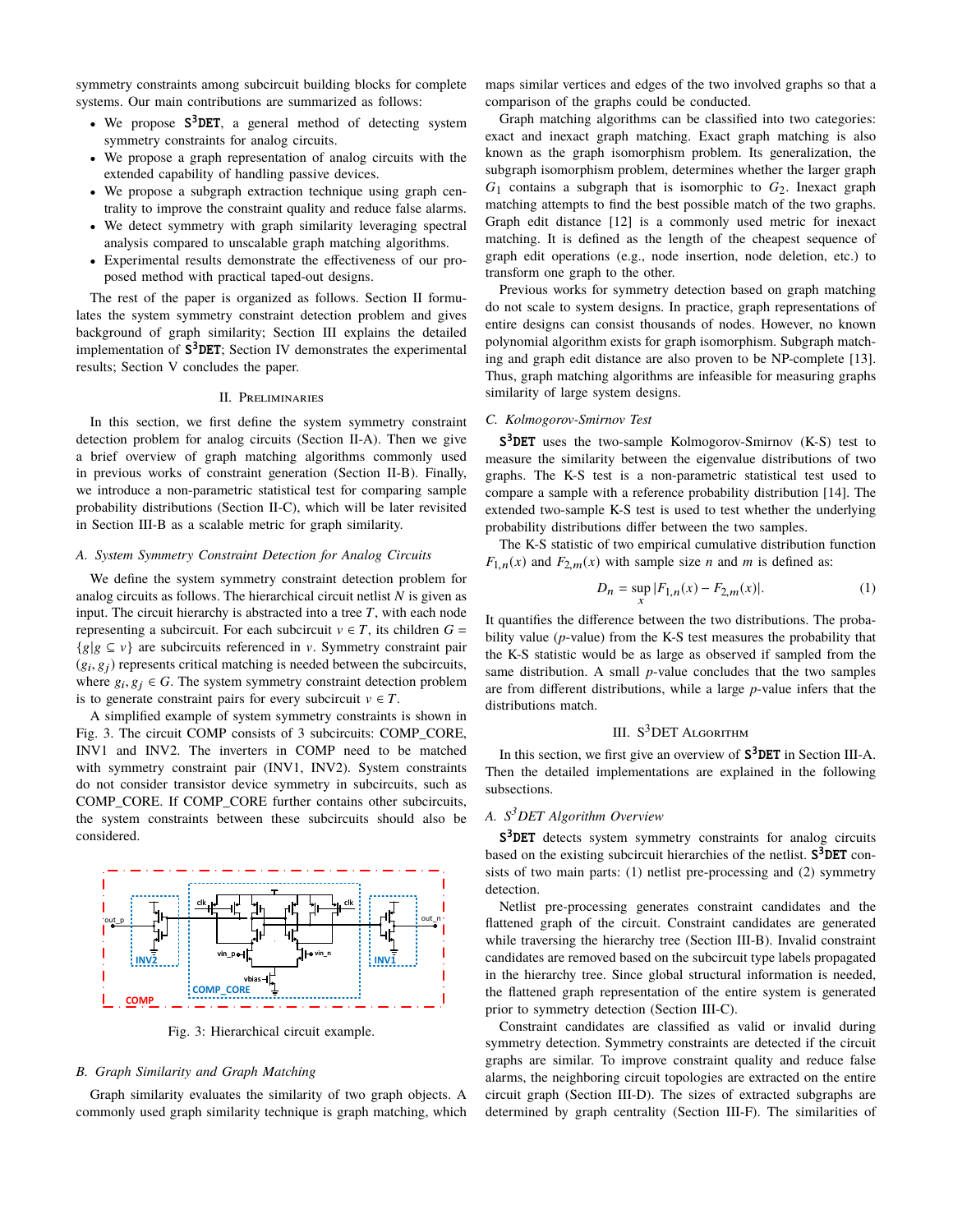symmetry constraints among subcircuit building blocks for complete systems. Our main contributions are summarized as follows:

- We propose **S³DET**, a general method of detecting system symmetry constraints for analog circuits.
- We propose a graph representation of analog circuits with the extended capability of handling passive devices.
- We propose a subgraph extraction technique using graph centrality to improve the constraint quality and reduce false alarms.
- We detect symmetry with graph similarity leveraging spectral analysis compared to unscalable graph matching algorithms.
- Experimental results demonstrate the effectiveness of our proposed method with practical taped-out designs.

The rest of the paper is organized as follows. Section II formulates the system symmetry constraint detection problem and gives background of graph similarity; Section III explains the detailed implementation of **S³DET**; Section IV demonstrates the experimental results; Section V concludes the paper.

## II. Preliminaries

In this section, we first define the system symmetry constraint detection problem for analog circuits (Section II-A). Then we give a brief overview of graph matching algorithms commonly used in previous works of constraint generation (Section II-B). Finally, we introduce a non-parametric statistical test for comparing sample probability distributions (Section II-C), which will be later revisited in Section III-B as a scalable metric for graph similarity.

### A. System Symmetry Constraint Detection for Analog Circuits

We define the system symmetry constraint detection problem for analog circuits as follows. The hierarchical circuit netlist $N$ is given as input. The circuit hierarchy is abstracted into a tree $T$, with each node representing a subcircuit. For each subcircuit $v \in T$, its children $G = \{g | g \subseteq v\}$ are subcircuits referenced in $v$. Symmetry constraint pair $(g_i, g_j)$ represents critical matching is needed between the subcircuits, where $g_i, g_j \in G$. The system symmetry constraint detection problem is to generate constraint pairs for every subcircuit $v \in T$.

A simplified example of system symmetry constraints is shown in Fig. 3. The circuit COMP consists of 3 subcircuits: COMP_CORE, INV1 and INV2. The inverters in COMP need to be matched with symmetry constraint pair (INV1, INV2). System constraints do not consider transistor device symmetry in subcircuits, such as COMP_CORE. If COMP_CORE further contains other subcircuits, the system constraints between these subcircuits should also be considered.

Fig. 3: Hierarchical circuit example.

### B. Graph Similarity and Graph Matching

Graph similarity evaluates the similarity of two graph objects. A commonly used graph similarity technique is graph matching, which maps similar vertices and edges of the two involved graphs so that a comparison of the graphs could be conducted.

Graph matching algorithms can be classified into two categories: exact and inexact graph matching. Exact graph matching is also known as the graph isomorphism problem. Its generalization, the subgraph isomorphism problem, determines whether the larger graph $G_1$ contains a subgraph that is isomorphic to $G_2$. Inexact graph matching attempts to find the best possible match of the two graphs. Graph edit distance [12] is a commonly used metric for inexact matching. It is defined as the length of the cheapest sequence of graph edit operations (e.g., node insertion, node deletion, etc.) to transform one graph to the other.

Previous works for symmetry detection based on graph matching do not scale to system designs. In practice, graph representations of entire designs can consist thousands of nodes. However, no known polynomial algorithm exists for graph isomorphism. Subgraph matching and graph edit distance are also proven to be NP-complete [13]. Thus, graph matching algorithms are infeasible for measuring graphs similarity of large system designs.

### C. Kolmogorov-Smirnov Test

**S³DET** uses the two-sample Kolmogorov-Smirnov (K-S) test to measure the similarity between the eigenvalue distributions of two graphs. The K-S test is a non-parametric statistical test used to compare a sample with a reference probability distribution [14]. The extended two-sample K-S test is used to test whether the underlying probability distributions differ between the two samples.

The K-S statistic of two empirical cumulative distribution function $F_{1,n}(x)$ and $F_{2,m}(x)$ with sample size $n$ and $m$ is defined as:

$$D_n = \sup_x |F_{1,n}(x) - F_{2,m}(x)|. \tag{1}$$

It quantifies the difference between the two distributions. The probability value ($p$-value) from the K-S test measures the probability that the K-S statistic would be as large as observed if sampled from the same distribution. A small $p$-value concludes that the two samples are from different distributions, while a large $p$-value infers that the distributions match.

## III. S³DET Algorithm

In this section, we first give an overview of **S³DET** in Section III-A. Then the detailed implementations are explained in the following subsections.

### A. S³DET Algorithm Overview

**S³DET** detects system symmetry constraints for analog circuits based on the existing subcircuit hierarchies of the netlist. **S³DET** consists of two main parts: (1) netlist pre-processing and (2) symmetry detection.

Netlist pre-processing generates constraint candidates and the flattened graph of the circuit. Constraint candidates are generated while traversing the hierarchy tree (Section III-B). Invalid constraint candidates are removed based on the subcircuit type labels propagated in the hierarchy tree. Since global structural information is needed, the flattened graph representation of the entire system is generated prior to symmetry detection (Section III-C).

Constraint candidates are classified as valid or invalid during symmetry detection. Symmetry constraints are detected if the circuit graphs are similar. To improve constraint quality and reduce false alarms, the neighboring circuit topologies are extracted on the entire circuit graph (Section III-D). The sizes of extracted subgraphs are determined by graph centrality (Section III-F). The similarities of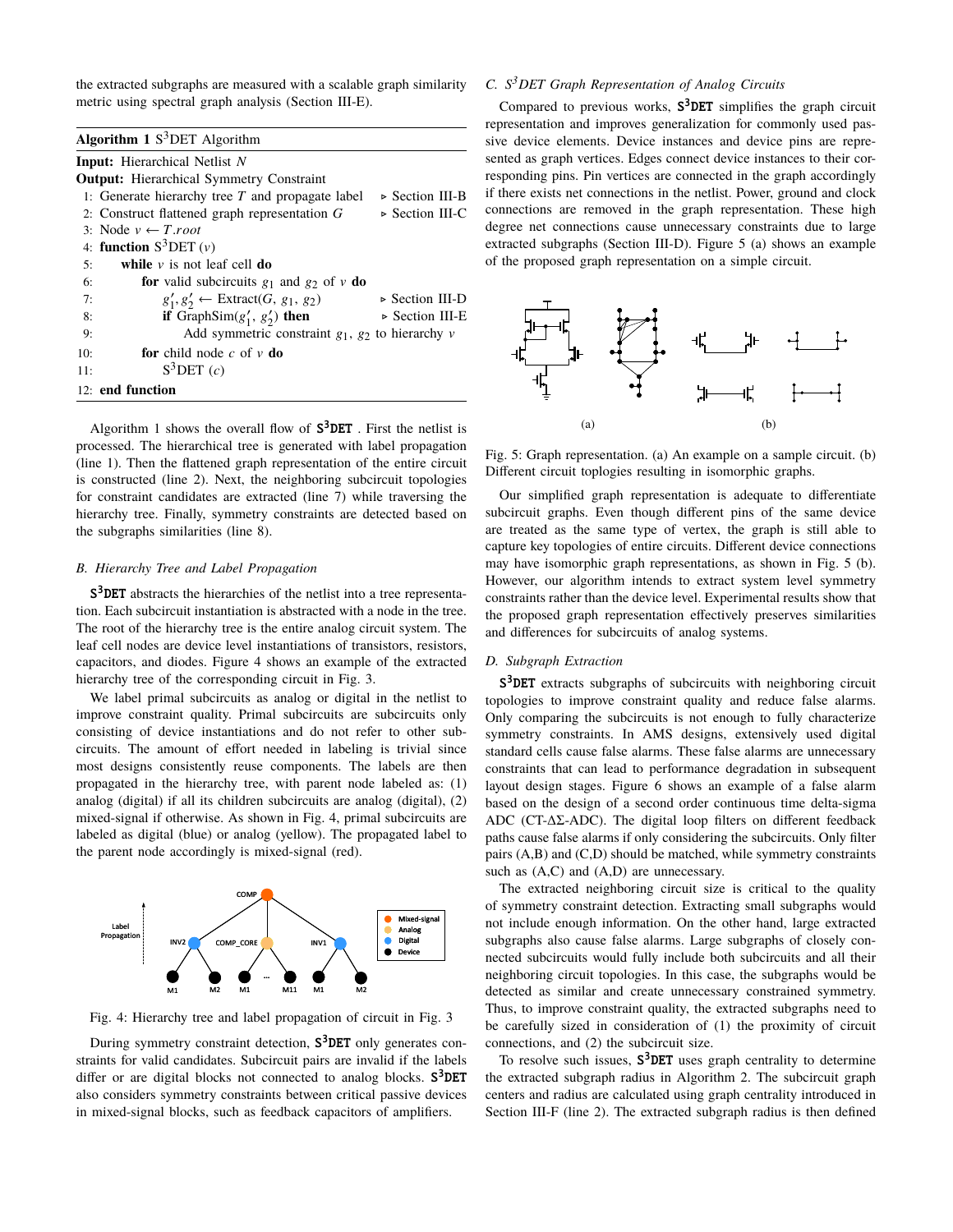the extracted subgraphs are measured with a scalable graph similarity metric using spectral graph analysis (Section III-E).

**Algorithm 1** $S^3$DET Algorithm

```
Input: Hierarchical Netlist N
Output: Hierarchical Symmetry Constraint
 1: Generate hierarchy tree T and propagate label        ▷ Section III-B
 2: Construct flattened graph representation G           ▷ Section III-C
 3: Node v ← T.root
 4: function S³DET (v)
 5:     while v is not leaf cell do
 6:         for valid subcircuits g1 and g2 of v do
 7:             g1', g2' ← Extract(G, g1, g2)             ▷ Section III-D
 8:             if GraphSim(g1', g2') then                ▷ Section III-E
 9:                 Add symmetric constraint g1, g2 to hierarchy v
10:         for child node c of v do
11:             S³DET (c)
12: end function
```

Algorithm 1 shows the overall flow of **S³DET** . First the netlist is processed. The hierarchical tree is generated with label propagation (line 1). Then the flattened graph representation of the entire circuit is constructed (line 2). Next, the neighboring subcircuit topologies for constraint candidates are extracted (line 7) while traversing the hierarchy tree. Finally, symmetry constraints are detected based on the subgraphs similarities (line 8).

### *B. Hierarchy Tree and Label Propagation*

**S³DET** abstracts the hierarchies of the netlist into a tree representation. Each subcircuit instantiation is abstracted with a node in the tree. The root of the hierarchy tree is the entire analog circuit system. The leaf cell nodes are device level instantiations of transistors, resistors, capacitors, and diodes. Figure 4 shows an example of the extracted hierarchy tree of the corresponding circuit in Fig. 3.

We label primal subcircuits as analog or digital in the netlist to improve constraint quality. Primal subcircuits are subcircuits only consisting of device instantiations and do not refer to other subcircuits. The amount of effort needed in labeling is trivial since most designs consistently reuse components. The labels are then propagated in the hierarchy tree, with parent node labeled as: (1) analog (digital) if all its children subcircuits are analog (digital), (2) mixed-signal if otherwise. As shown in Fig. 4, primal subcircuits are labeled as digital (blue) or analog (yellow). The propagated label to the parent node accordingly is mixed-signal (red).

Fig. 4: Hierarchy tree and label propagation of circuit in Fig. 3

During symmetry constraint detection, **S³DET** only generates constraints for valid candidates. Subcircuit pairs are invalid if the labels differ or are digital blocks not connected to analog blocks. **S³DET** also considers symmetry constraints between critical passive devices in mixed-signal blocks, such as feedback capacitors of amplifiers.

### *C. S³DET Graph Representation of Analog Circuits*

Compared to previous works, **S³DET** simplifies the graph circuit representation and improves generalization for commonly used passive device elements. Device instances and device pins are represented as graph vertices. Edges connect device instances to their corresponding pins. Pin vertices are connected in the graph accordingly if there exists net connections in the netlist. Power, ground and clock connections are removed in the graph representation. These high degree net connections cause unnecessary constraints due to large extracted subgraphs (Section III-D). Figure 5 (a) shows an example of the proposed graph representation on a simple circuit.

Fig. 5: Graph representation. (a) An example on a sample circuit. (b) Different circuit toplogies resulting in isomorphic graphs.

Our simplified graph representation is adequate to differentiate subcircuit graphs. Even though different pins of the same device are treated as the same type of vertex, the graph is still able to capture key topologies of entire circuits. Different device connections may have isomorphic graph representations, as shown in Fig. 5 (b). However, our algorithm intends to extract system level symmetry constraints rather than the device level. Experimental results show that the proposed graph representation effectively preserves similarities and differences for subcircuits of analog systems.

### *D. Subgraph Extraction*

**S³DET** extracts subgraphs of subcircuits with neighboring circuit topologies to improve constraint quality and reduce false alarms. Only comparing the subcircuits is not enough to fully characterize symmetry constraints. In AMS designs, extensively used digital standard cells cause false alarms. These false alarms are unnecessary constraints that can lead to performance degradation in subsequent layout design stages. Figure 6 shows an example of a false alarm based on the design of a second order continuous time delta-sigma ADC (CT-ΔΣ-ADC). The digital loop filters on different feedback paths cause false alarms if only considering the subcircuits. Only filter pairs (A,B) and (C,D) should be matched, while symmetry constraints such as (A,C) and (A,D) are unnecessary.

The extracted neighboring circuit size is critical to the quality of symmetry constraint detection. Extracting small subgraphs would not include enough information. On the other hand, large extracted subgraphs also cause false alarms. Large subgraphs of closely connected subcircuits would fully include both subcircuits and all their neighboring circuit topologies. In this case, the subgraphs would be detected as similar and create unnecessary constrained symmetry. Thus, to improve constraint quality, the extracted subgraphs need to be carefully sized in consideration of (1) the proximity of circuit connections, and (2) the subcircuit size.

To resolve such issues, **S³DET** uses graph centrality to determine the extracted subgraph radius in Algorithm 2. The subcircuit graph centers and radius are calculated using graph centrality introduced in Section III-F (line 2). The extracted subgraph radius is then defined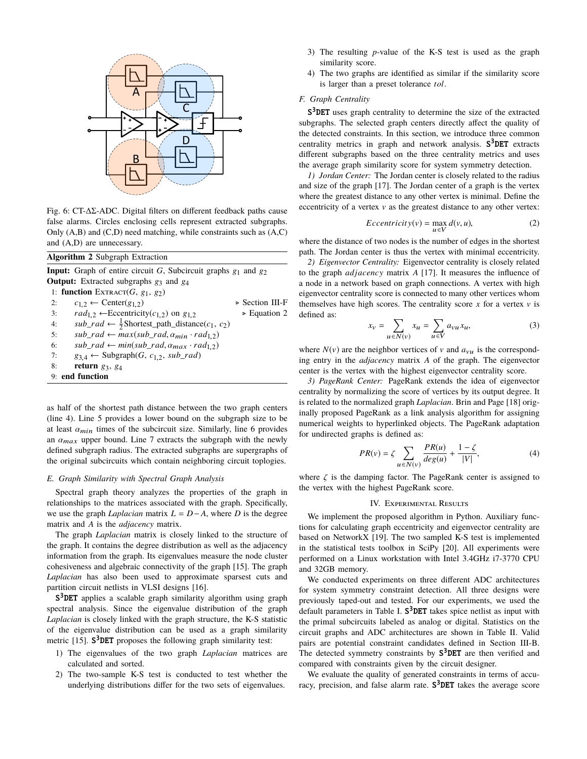Fig. 6: CT-ΔΣ-ADC. Digital filters on different feedback paths cause false alarms. Circles enclosing cells represent extracted subgraphs. Only (A,B) and (C,D) need matching, while constraints such as (A,C) and (A,D) are unnecessary.

**Algorithm 2** Subgraph Extraction

**Input:** Graph of entire circuit $G$, Subcircuit graphs $g_1$ and $g_2$
**Output:** Extracted subgraphs $g_3$ and $g_4$

1: **function** EXTRACT($G$, $g_1$, $g_2$)
2: $\quad c_{1,2} \leftarrow$ Center($g_{1,2}$) ▷ Section III-F
3: $\quad rad_{1,2} \leftarrow$Eccentricity($c_{1,2}$) on $g_{1,2}$ ▷ Equation 2
4: $\quad sub\_rad \leftarrow \frac{1}{2}$Shortest_path_distance($c_1$, $c_2$)
5: $\quad sub\_rad \leftarrow max(sub\_rad, \alpha_{min} \cdot rad_{1,2})$
6: $\quad sub\_rad \leftarrow min(sub\_rad, \alpha_{max} \cdot rad_{1,2})$
7: $\quad g_{3,4} \leftarrow$ Subgraph($G$, $c_{1,2}$, $sub\_rad$)
8: $\quad$ **return** $g_3$, $g_4$
9: **end function**

as half of the shortest path distance between the two graph centers (line 4). Line 5 provides a lower bound on the subgraph size to be at least $\alpha_{min}$ times of the subcircuit size. Similarly, line 6 provides an $\alpha_{max}$ upper bound. Line 7 extracts the subgraph with the newly defined subgraph radius. The extracted subgraphs are supergraphs of the original subcircuits which contain neighboring circuit toplogies.

### *E. Graph Similarity with Spectral Graph Analysis*

Spectral graph theory analyzes the properties of the graph in relationships to the matrices associated with the graph. Specifically, we use the graph *Laplacian* matrix $L = D - A$, where $D$ is the degree matrix and $A$ is the *adjacency* matrix.

The graph *Laplacian* matrix is closely linked to the structure of the graph. It contains the degree distribution as well as the adjacency information from the graph. Its eigenvalues measure the node cluster cohesiveness and algebraic connectivity of the graph [15]. The graph *Laplacian* has also been used to approximate sparsest cuts and partition circuit netlists in VLSI designs [16].

**S$^3$DET** applies a scalable graph similarity algorithm using graph spectral analysis. Since the eigenvalue distribution of the graph *Laplacian* is closely linked with the graph structure, the K-S statistic of the eigenvalue distribution can be used as a graph similarity metric [15]. **S$^3$DET** proposes the following graph similarity test:

1) The eigenvalues of the two graph *Laplacian* matrices are calculated and sorted.
2) The two-sample K-S test is conducted to test whether the underlying distributions differ for the two sets of eigenvalues.
3) The resulting $p$-value of the K-S test is used as the graph similarity score.
4) The two graphs are identified as similar if the similarity score is larger than a preset tolerance $tol$.

### *F. Graph Centrality*

**S$^3$DET** uses graph centrality to determine the size of the extracted subgraphs. The selected graph centers directly affect the quality of the detected constraints. In this section, we introduce three common centrality metrics in graph and network analysis. **S$^3$DET** extracts different subgraphs based on the three centrality metrics and uses the average graph similarity score for system symmetry detection.

*1) Jordan Center:* The Jordan center is closely related to the radius and size of the graph [17]. The Jordan center of a graph is the vertex where the greatest distance to any other vertex is minimal. Define the eccentricity of a vertex $v$ as the greatest distance to any other vertex:

$$Eccentricity(v) = \max_{u \in V} d(v, u), \tag{2}$$

where the distance of two nodes is the number of edges in the shortest path. The Jordan center is thus the vertex with minimal eccentricity.

*2) Eigenvector Centrality:* Eigenvector centrality is closely related to the graph $adjacency$ matrix $A$ [17]. It measures the influence of a node in a network based on graph connections. A vertex with high eigenvector centrality score is connected to many other vertices whom themselves have high scores. The centrality score $x$ for a vertex $v$ is defined as:

$$x_v = \sum_{u \in N(v)} x_u = \sum_{u \in V} a_{vu} x_u, \tag{3}$$

where $N(v)$ are the neighbor vertices of $v$ and $a_{vu}$ is the corresponding entry in the *adjacency* matrix $A$ of the graph. The eigenvector center is the vertex with the highest eigenvector centrality score.

*3) PageRank Center:* PageRank extends the idea of eigenvector centrality by normalizing the score of vertices by its output degree. It is related to the normalized graph *Laplacian*. Brin and Page [18] originally proposed PageRank as a link analysis algorithm for assigning numerical weights to hyperlinked objects. The PageRank adaptation for undirected graphs is defined as:

$$PR(v) = \zeta \sum_{u \in N(v)} \frac{PR(u)}{deg(u)} + \frac{1 - \zeta}{|V|}, \tag{4}$$

where $\zeta$ is the damping factor. The PageRank center is assigned to the vertex with the highest PageRank score.

## IV. Experimental Results

We implement the proposed algorithm in Python. Auxiliary functions for calculating graph eccentricity and eigenvector centrality are based on NetworkX [19]. The two sampled K-S test is implemented in the statistical tests toolbox in SciPy [20]. All experiments were performed on a Linux workstation with Intel 3.4GHz i7-3770 CPU and 32GB memory.

We conducted experiments on three different ADC architectures for system symmetry constraint detection. All three designs were previously taped-out and tested. For our experiments, we used the default parameters in Table I. **S$^3$DET** takes spice netlist as input with the primal subcircuits labeled as analog or digital. Statistics on the circuit graphs and ADC architectures are shown in Table II. Valid pairs are potential constraint candidates defined in Section III-B. The detected symmetry constraints by **S$^3$DET** are then verified and compared with constraints given by the circuit designer.

We evaluate the quality of generated constraints in terms of accuracy, precision, and false alarm rate. **S$^3$DET** takes the average score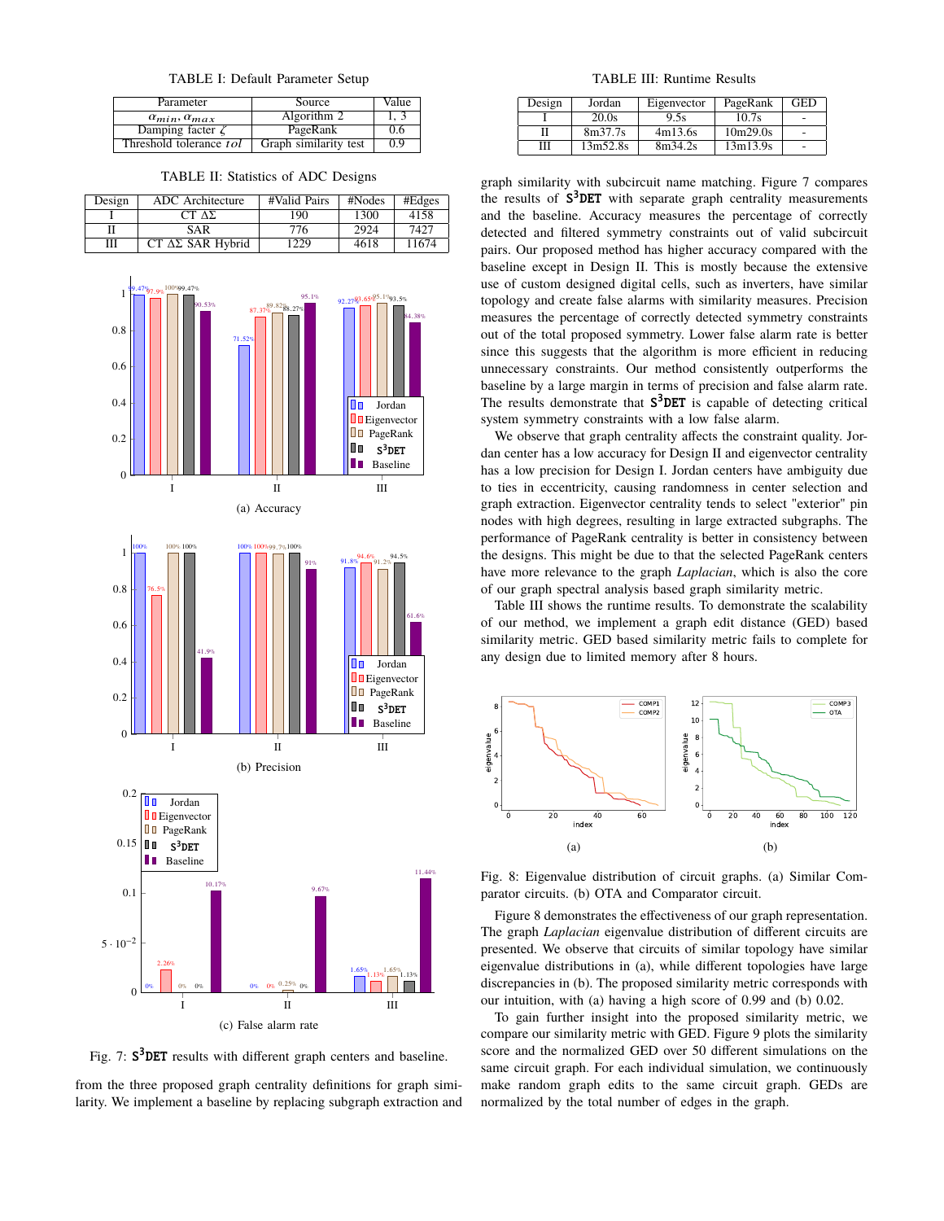TABLE I: Default Parameter Setup

| Parameter | Source | Value |
|---|---|---|
| $\alpha_{min}, \alpha_{max}$ | Algorithm 2 | 1, 3 |
| Damping facter $\zeta$ | PageRank | 0.6 |
| Threshold tolerance $tol$ | Graph similarity test | 0.9 |

TABLE II: Statistics of ADC Designs

| Design | ADC Architecture | #Valid Pairs | #Nodes | #Edges |
|---|---|---|---|---|
| I | CT ΔΣ | 190 | 1300 | 4158 |
| II | SAR | 776 | 2924 | 7427 |
| III | CT ΔΣ SAR Hybrid | 1229 | 4618 | 11674 |

(a) Accuracy

(b) Precision

(c) False alarm rate

Fig. 7: $\mathtt{S^3DET}$ results with different graph centers and baseline.

from the three proposed graph centrality definitions for graph similarity. We implement a baseline by replacing subgraph extraction and graph similarity with subcircuit name matching. Figure 7 compares the results of $\mathtt{S^3DET}$ with separate graph centrality measurements and the baseline. Accuracy measures the percentage of correctly detected and filtered symmetry constraints out of valid subcircuit pairs. Our proposed method has higher accuracy compared with the baseline except in Design II. This is mostly because the extensive use of custom designed digital cells, such as inverters, have similar topology and create false alarms with similarity measures. Precision measures the percentage of correctly detected symmetry constraints out of the total proposed symmetry. Lower false alarm rate is better since this suggests that the algorithm is more efficient in reducing unnecessary constraints. Our method consistently outperforms the baseline by a large margin in terms of precision and false alarm rate. The results demonstrate that $\mathtt{S^3DET}$ is capable of detecting critical system symmetry constraints with a low false alarm.

We observe that graph centrality affects the constraint quality. Jordan center has a low accuracy for Design II and eigenvector centrality has a low precision for Design I. Jordan centers have ambiguity due to ties in eccentricity, causing randomness in center selection and graph extraction. Eigenvector centrality tends to select "exterior" pin nodes with high degrees, resulting in large extracted subgraphs. The performance of PageRank centrality is better in consistency between the designs. This might be due to that the selected PageRank centers have more relevance to the graph *Laplacian*, which is also the core of our graph spectral analysis based graph similarity metric.

Table III shows the runtime results. To demonstrate the scalability of our method, we implement a graph edit distance (GED) based similarity metric. GED based similarity metric fails to complete for any design due to limited memory after 8 hours.

TABLE III: Runtime Results

| Design | Jordan | Eigenvector | PageRank | GED |
|---|---|---|---|---|
| I | 20.0s | 9.5s | 10.7s | - |
| II | 8m37.7s | 4m13.6s | 10m29.0s | - |
| III | 13m52.8s | 8m34.2s | 13m13.9s | - |

(a)

(b)

Fig. 8: Eigenvalue distribution of circuit graphs. (a) Similar Comparator circuits. (b) OTA and Comparator circuit.

Figure 8 demonstrates the effectiveness of our graph representation. The graph *Laplacian* eigenvalue distribution of different circuits are presented. We observe that circuits of similar topology have similar eigenvalue distributions in (a), while different topologies have large discrepancies in (b). The proposed similarity metric corresponds with our intuition, with (a) having a high score of 0.99 and (b) 0.02.

To gain further insight into the proposed similarity metric, we compare our similarity metric with GED. Figure 9 plots the similarity score and the normalized GED over 50 different simulations on the same circuit graph. For each individual simulation, we continuously make random graph edits to the same circuit graph. GEDs are normalized by the total number of edges in the graph.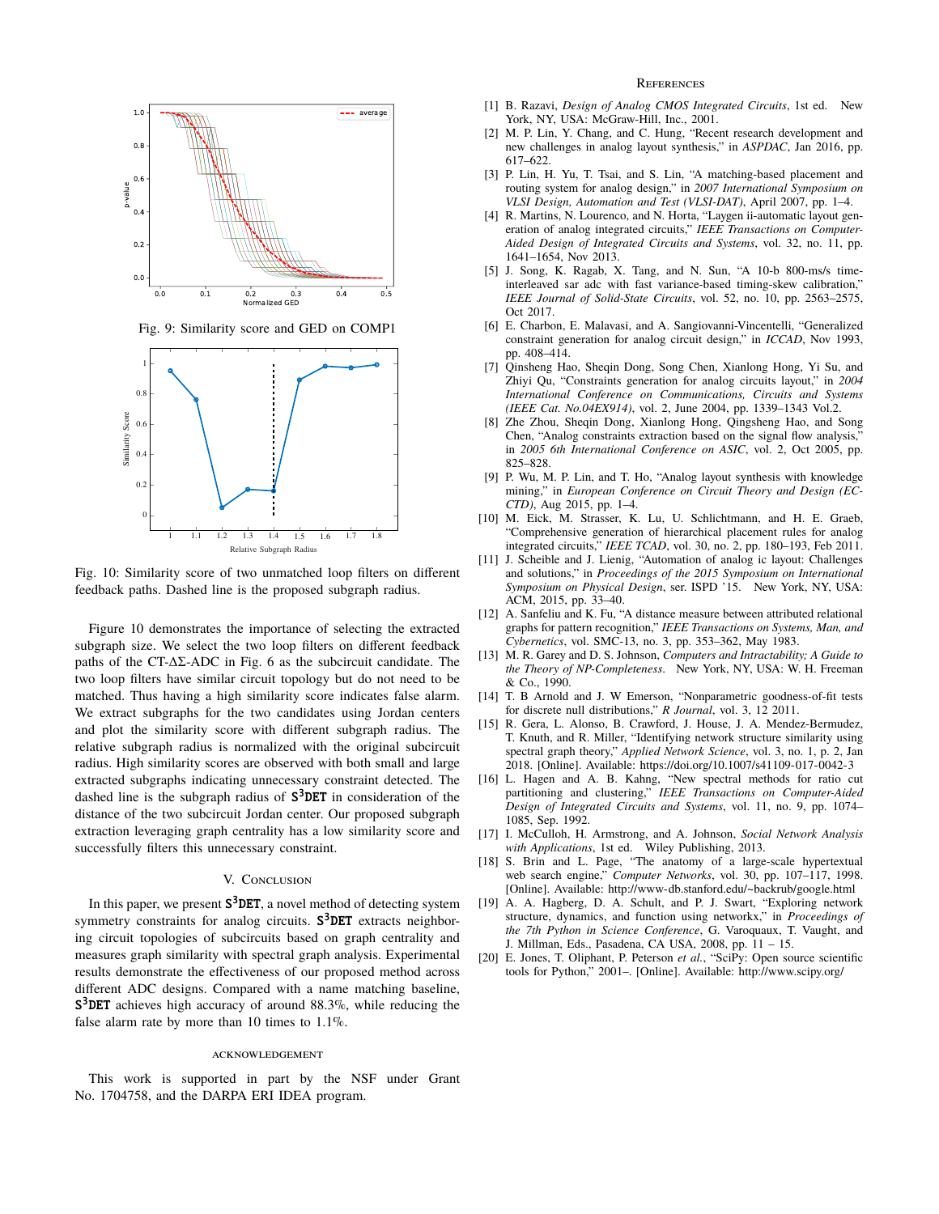1.0

0.8

0.6

0.4

0.2

0.0

p-value

0.0 0.1 0.2 0.3 0.4 0.5

Normalized GED

average

Fig. 9: Similarity score and GED on COMP1

1

0.8

0.6

0.4

0.2

0

Similarity Score

1 1.1 1.2 1.3 1.4 1.5 1.6 1.7 1.8

Relative Subgraph Radius

Fig. 10: Similarity score of two unmatched loop filters on different feedback paths. Dashed line is the proposed subgraph radius.

Figure 10 demonstrates the importance of selecting the extracted subgraph size. We select the two loop filters on different feedback paths of the CT-$\Delta\Sigma$-ADC in Fig. 6 as the subcircuit candidate. The two loop filters have similar circuit topology but do not need to be matched. Thus having a high similarity score indicates false alarm. We extract subgraphs for the two candidates using Jordan centers and plot the similarity score with different subgraph radius. The relative subgraph radius is normalized with the original subcircuit radius. High similarity scores are observed with both small and large extracted subgraphs indicating unnecessary constraint detected. The dashed line is the subgraph radius of $\mathbf{S^3DET}$ in consideration of the distance of the two subcircuit Jordan center. Our proposed subgraph extraction leveraging graph centrality has a low similarity score and successfully filters this unnecessary constraint.

## V. Conclusion

In this paper, we present $\mathbf{S^3DET}$, a novel method of detecting system symmetry constraints for analog circuits. $\mathbf{S^3DET}$ extracts neighboring circuit topologies of subcircuits based on graph centrality and measures graph similarity with spectral graph analysis. Experimental results demonstrate the effectiveness of our proposed method across different ADC designs. Compared with a name matching baseline, $\mathbf{S^3DET}$ achieves high accuracy of around 88.3%, while reducing the false alarm rate by more than 10 times to 1.1%.

### Acknowledgement

This work is supported in part by the NSF under Grant No. 1704758, and the DARPA ERI IDEA program.

## References

[1] B. Razavi, *Design of Analog CMOS Integrated Circuits*, 1st ed. New York, NY, USA: McGraw-Hill, Inc., 2001.

[2] M. P. Lin, Y. Chang, and C. Hung, "Recent research development and new challenges in analog layout synthesis," in *ASPDAC*, Jan 2016, pp. 617–622.

[3] P. Lin, H. Yu, T. Tsai, and S. Lin, "A matching-based placement and routing system for analog design," in *2007 International Symposium on VLSI Design, Automation and Test (VLSI-DAT)*, April 2007, pp. 1–4.

[4] R. Martins, N. Lourenco, and N. Horta, "Laygen ii-automatic layout generation of analog integrated circuits," *IEEE Transactions on Computer-Aided Design of Integrated Circuits and Systems*, vol. 32, no. 11, pp. 1641–1654, Nov 2013.

[5] J. Song, K. Ragab, X. Tang, and N. Sun, "A 10-b 800-ms/s time-interleaved sar adc with fast variance-based timing-skew calibration," *IEEE Journal of Solid-State Circuits*, vol. 52, no. 10, pp. 2563–2575, Oct 2017.

[6] E. Charbon, E. Malavasi, and A. Sangiovanni-Vincentelli, "Generalized constraint generation for analog circuit design," in *ICCAD*, Nov 1993, pp. 408–414.

[7] Qinsheng Hao, Sheqin Dong, Song Chen, Xianlong Hong, Yi Su, and Zhiyi Qu, "Constraints generation for analog circuits layout," in *2004 International Conference on Communications, Circuits and Systems (IEEE Cat. No.04EX914)*, vol. 2, June 2004, pp. 1339–1343 Vol.2.

[8] Zhe Zhou, Sheqin Dong, Xianlong Hong, Qingsheng Hao, and Song Chen, "Analog constraints extraction based on the signal flow analysis," in *2005 6th International Conference on ASIC*, vol. 2, Oct 2005, pp. 825–828.

[9] P. Wu, M. P. Lin, and T. Ho, "Analog layout synthesis with knowledge mining," in *European Conference on Circuit Theory and Design (ECCTD)*, Aug 2015, pp. 1–4.

[10] M. Eick, M. Strasser, K. Lu, U. Schlichtmann, and H. E. Graeb, "Comprehensive generation of hierarchical placement rules for analog integrated circuits," *IEEE TCAD*, vol. 30, no. 2, pp. 180–193, Feb 2011.

[11] J. Scheible and J. Lienig, "Automation of analog ic layout: Challenges and solutions," in *Proceedings of the 2015 Symposium on International Symposium on Physical Design*, ser. ISPD '15. New York, NY, USA: ACM, 2015, pp. 33–40.

[12] A. Sanfeliu and K. Fu, "A distance measure between attributed relational graphs for pattern recognition," *IEEE Transactions on Systems, Man, and Cybernetics*, vol. SMC-13, no. 3, pp. 353–362, May 1983.

[13] M. R. Garey and D. S. Johnson, *Computers and Intractability; A Guide to the Theory of NP-Completeness*. New York, NY, USA: W. H. Freeman & Co., 1990.

[14] T. B Arnold and J. W Emerson, "Nonparametric goodness-of-fit tests for discrete null distributions," *R Journal*, vol. 3, 12 2011.

[15] R. Gera, L. Alonso, B. Crawford, J. House, J. A. Mendez-Bermudez, T. Knuth, and R. Miller, "Identifying network structure similarity using spectral graph theory," *Applied Network Science*, vol. 3, no. 1, p. 2, Jan 2018. [Online]. Available: https://doi.org/10.1007/s41109-017-0042-3

[16] L. Hagen and A. B. Kahng, "New spectral methods for ratio cut partitioning and clustering," *IEEE Transactions on Computer-Aided Design of Integrated Circuits and Systems*, vol. 11, no. 9, pp. 1074–1085, Sep. 1992.

[17] I. McCulloh, H. Armstrong, and A. Johnson, *Social Network Analysis with Applications*, 1st ed. Wiley Publishing, 2013.

[18] S. Brin and L. Page, "The anatomy of a large-scale hypertextual web search engine," *Computer Networks*, vol. 30, pp. 107–117, 1998. [Online]. Available: http://www-db.stanford.edu/~backrub/google.html

[19] A. A. Hagberg, D. A. Schult, and P. J. Swart, "Exploring network structure, dynamics, and function using networkx," in *Proceedings of the 7th Python in Science Conference*, G. Varoquaux, T. Vaught, and J. Millman, Eds., Pasadena, CA USA, 2008, pp. 11 – 15.

[20] E. Jones, T. Oliphant, P. Peterson *et al.*, "SciPy: Open source scientific tools for Python," 2001–. [Online]. Available: http://www.scipy.org/